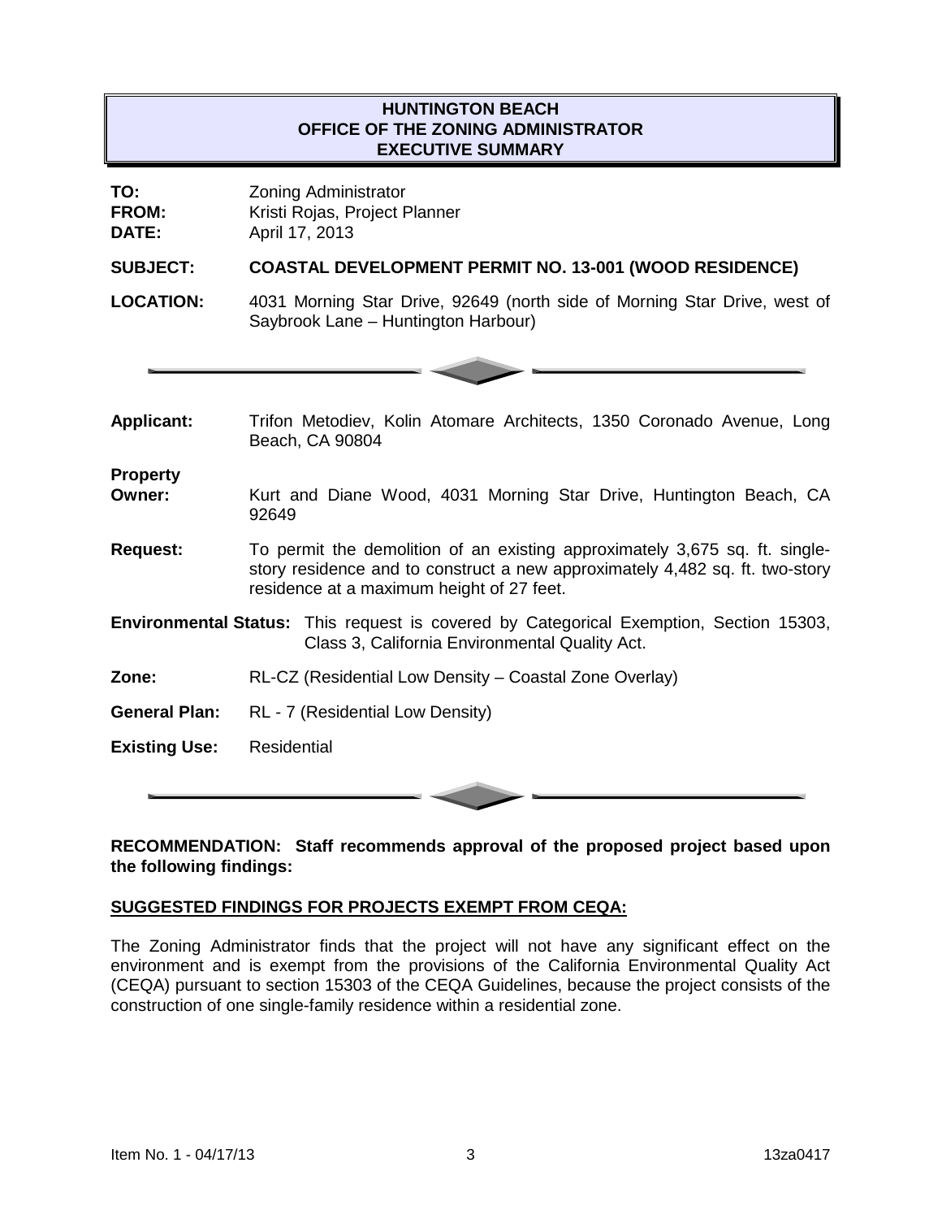# HUNTINGTON BEACH
# OFFICE OF THE ZONING ADMINISTRATOR
# EXECUTIVE SUMMARY

**TO:** Zoning Administrator
**FROM:** Kristi Rojas, Project Planner
**DATE:** April 17, 2013

**SUBJECT:** **COASTAL DEVELOPMENT PERMIT NO. 13-001 (WOOD RESIDENCE)**

**LOCATION:** 4031 Morning Star Drive, 92649 (north side of Morning Star Drive, west of Saybrook Lane – Huntington Harbour)

---

**Applicant:** Trifon Metodiev, Kolin Atomare Architects, 1350 Coronado Avenue, Long Beach, CA 90804

**Property Owner:** Kurt and Diane Wood, 4031 Morning Star Drive, Huntington Beach, CA 92649

**Request:** To permit the demolition of an existing approximately 3,675 sq. ft. single-story residence and to construct a new approximately 4,482 sq. ft. two-story residence at a maximum height of 27 feet.

**Environmental Status:** This request is covered by Categorical Exemption, Section 15303, Class 3, California Environmental Quality Act.

**Zone:** RL-CZ (Residential Low Density – Coastal Zone Overlay)

**General Plan:** RL - 7 (Residential Low Density)

**Existing Use:** Residential

---

**RECOMMENDATION: Staff recommends approval of the proposed project based upon the following findings:**

**SUGGESTED FINDINGS FOR PROJECTS EXEMPT FROM CEQA:**

The Zoning Administrator finds that the project will not have any significant effect on the environment and is exempt from the provisions of the California Environmental Quality Act (CEQA) pursuant to section 15303 of the CEQA Guidelines, because the project consists of the construction of one single-family residence within a residential zone.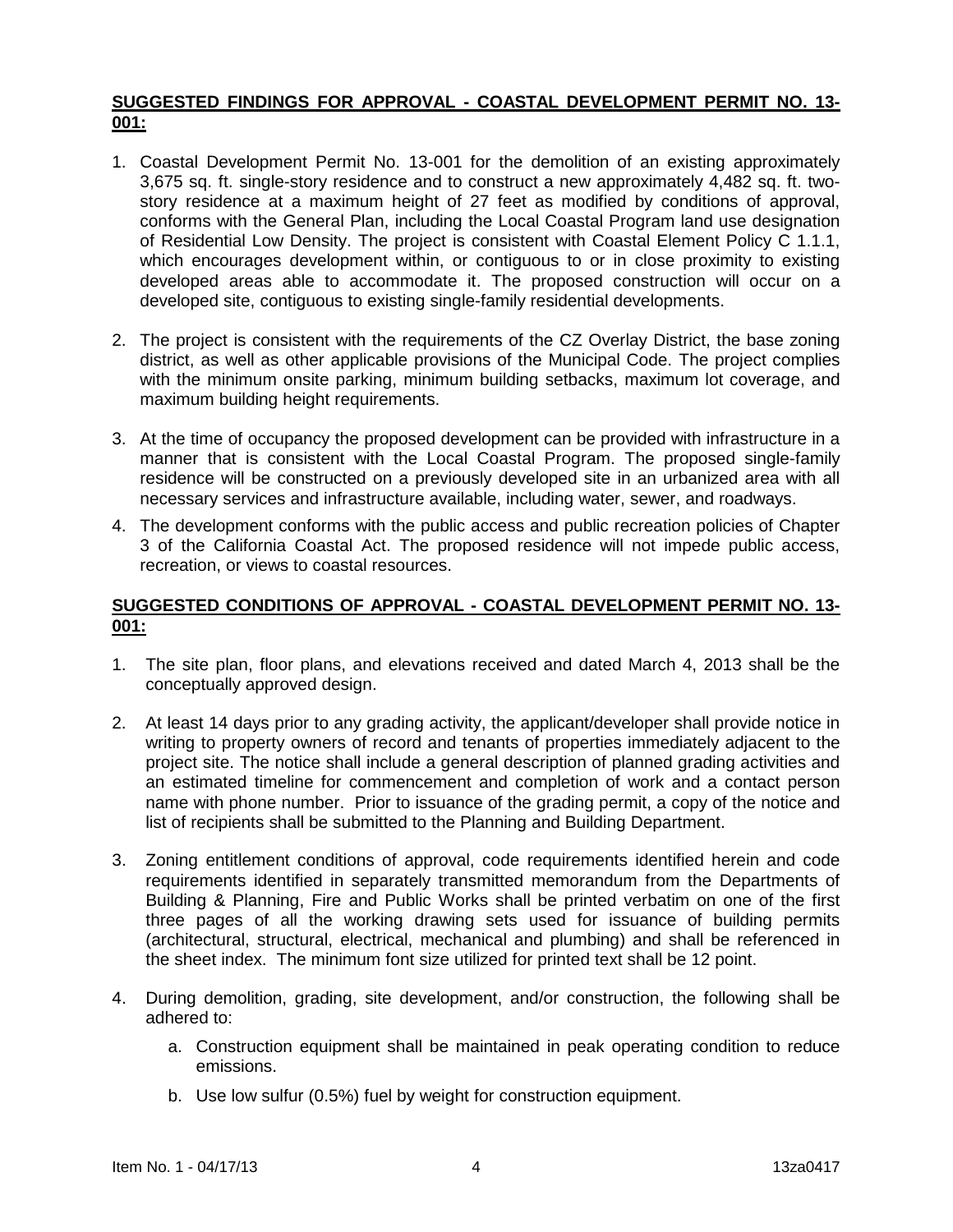## SUGGESTED FINDINGS FOR APPROVAL - COASTAL DEVELOPMENT PERMIT NO. 13-001:

1. Coastal Development Permit No. 13-001 for the demolition of an existing approximately 3,675 sq. ft. single-story residence and to construct a new approximately 4,482 sq. ft. two-story residence at a maximum height of 27 feet as modified by conditions of approval, conforms with the General Plan, including the Local Coastal Program land use designation of Residential Low Density. The project is consistent with Coastal Element Policy C 1.1.1, which encourages development within, or contiguous to or in close proximity to existing developed areas able to accommodate it. The proposed construction will occur on a developed site, contiguous to existing single-family residential developments.

2. The project is consistent with the requirements of the CZ Overlay District, the base zoning district, as well as other applicable provisions of the Municipal Code. The project complies with the minimum onsite parking, minimum building setbacks, maximum lot coverage, and maximum building height requirements.

3. At the time of occupancy the proposed development can be provided with infrastructure in a manner that is consistent with the Local Coastal Program. The proposed single-family residence will be constructed on a previously developed site in an urbanized area with all necessary services and infrastructure available, including water, sewer, and roadways.

4. The development conforms with the public access and public recreation policies of Chapter 3 of the California Coastal Act. The proposed residence will not impede public access, recreation, or views to coastal resources.

## SUGGESTED CONDITIONS OF APPROVAL - COASTAL DEVELOPMENT PERMIT NO. 13-001:

1. The site plan, floor plans, and elevations received and dated March 4, 2013 shall be the conceptually approved design.

2. At least 14 days prior to any grading activity, the applicant/developer shall provide notice in writing to property owners of record and tenants of properties immediately adjacent to the project site. The notice shall include a general description of planned grading activities and an estimated timeline for commencement and completion of work and a contact person name with phone number. Prior to issuance of the grading permit, a copy of the notice and list of recipients shall be submitted to the Planning and Building Department.

3. Zoning entitlement conditions of approval, code requirements identified herein and code requirements identified in separately transmitted memorandum from the Departments of Building & Planning, Fire and Public Works shall be printed verbatim on one of the first three pages of all the working drawing sets used for issuance of building permits (architectural, structural, electrical, mechanical and plumbing) and shall be referenced in the sheet index. The minimum font size utilized for printed text shall be 12 point.

4. During demolition, grading, site development, and/or construction, the following shall be adhered to:

   a. Construction equipment shall be maintained in peak operating condition to reduce emissions.

   b. Use low sulfur (0.5%) fuel by weight for construction equipment.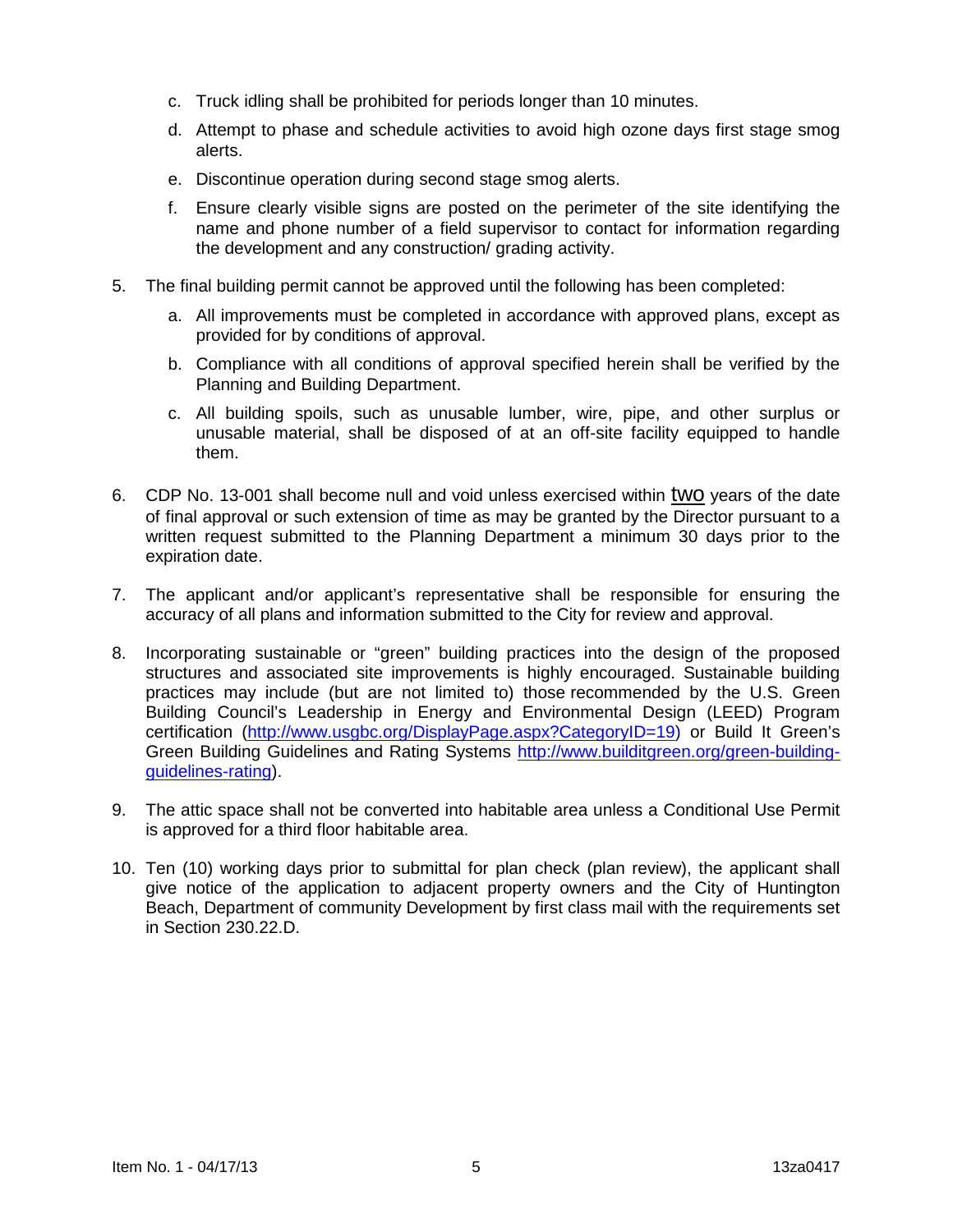c. Truck idling shall be prohibited for periods longer than 10 minutes.

d. Attempt to phase and schedule activities to avoid high ozone days first stage smog alerts.

e. Discontinue operation during second stage smog alerts.

f. Ensure clearly visible signs are posted on the perimeter of the site identifying the name and phone number of a field supervisor to contact for information regarding the development and any construction/ grading activity.

5. The final building permit cannot be approved until the following has been completed:

   a. All improvements must be completed in accordance with approved plans, except as provided for by conditions of approval.

   b. Compliance with all conditions of approval specified herein shall be verified by the Planning and Building Department.

   c. All building spoils, such as unusable lumber, wire, pipe, and other surplus or unusable material, shall be disposed of at an off-site facility equipped to handle them.

6. CDP No. 13-001 shall become null and void unless exercised within two years of the date of final approval or such extension of time as may be granted by the Director pursuant to a written request submitted to the Planning Department a minimum 30 days prior to the expiration date.

7. The applicant and/or applicant's representative shall be responsible for ensuring the accuracy of all plans and information submitted to the City for review and approval.

8. Incorporating sustainable or "green" building practices into the design of the proposed structures and associated site improvements is highly encouraged. Sustainable building practices may include (but are not limited to) those recommended by the U.S. Green Building Council's Leadership in Energy and Environmental Design (LEED) Program certification (http://www.usgbc.org/DisplayPage.aspx?CategoryID=19) or Build It Green's Green Building Guidelines and Rating Systems http://www.builditgreen.org/green-building-guidelines-rating).

9. The attic space shall not be converted into habitable area unless a Conditional Use Permit is approved for a third floor habitable area.

10. Ten (10) working days prior to submittal for plan check (plan review), the applicant shall give notice of the application to adjacent property owners and the City of Huntington Beach, Department of community Development by first class mail with the requirements set in Section 230.22.D.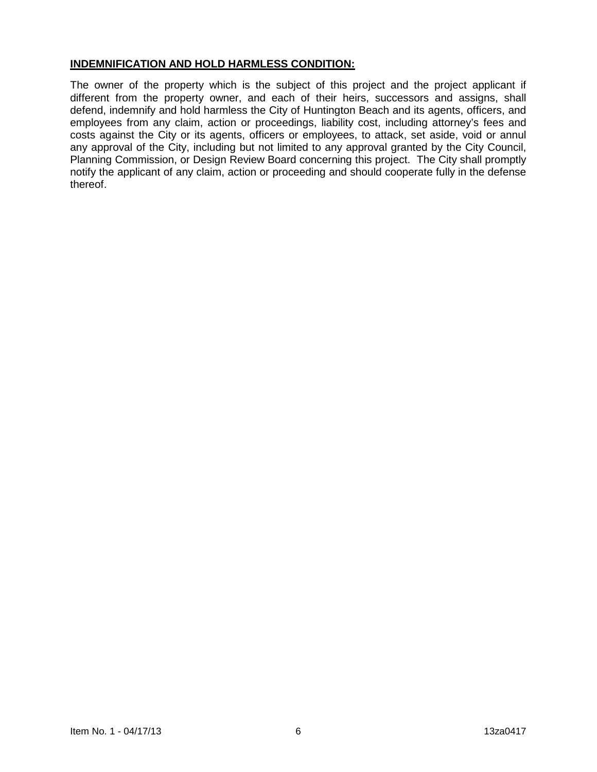**INDEMNIFICATION AND HOLD HARMLESS CONDITION:**

The owner of the property which is the subject of this project and the project applicant if different from the property owner, and each of their heirs, successors and assigns, shall defend, indemnify and hold harmless the City of Huntington Beach and its agents, officers, and employees from any claim, action or proceedings, liability cost, including attorney's fees and costs against the City or its agents, officers or employees, to attack, set aside, void or annul any approval of the City, including but not limited to any approval granted by the City Council, Planning Commission, or Design Review Board concerning this project. The City shall promptly notify the applicant of any claim, action or proceeding and should cooperate fully in the defense thereof.